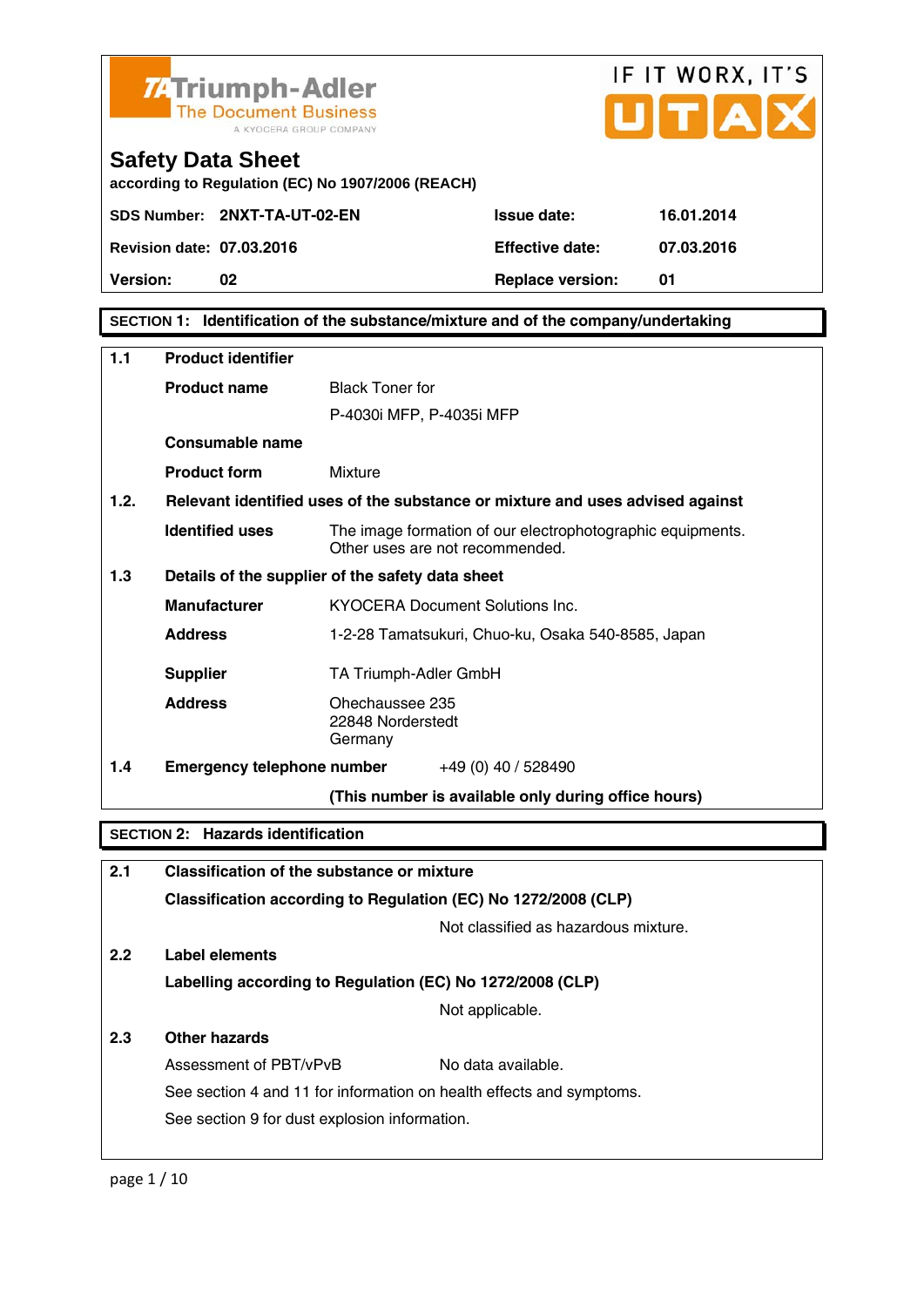TA Triumph-Adler
The Document Business
A KYOCERA GROUP COMPANY

IF IT WORX, IT'S UTAX

# Safety Data Sheet

**according to Regulation (EC) No 1907/2006 (REACH)**

| | | | |
|---|---|---|---|
| **SDS Number:** | **2NXT-TA-UT-02-EN** | **Issue date:** | **16.01.2014** |
| **Revision date:** | **07.03.2016** | **Effective date:** | **07.03.2016** |
| **Version:** | **02** | **Replace version:** | **01** |

## SECTION 1: Identification of the substance/mixture and of the company/undertaking

**1.1 Product identifier**

**Product name** Black Toner for
P-4030i MFP, P-4035i MFP

**Consumable name**

**Product form** Mixture

**1.2. Relevant identified uses of the substance or mixture and uses advised against**

**Identified uses** The image formation of our electrophotographic equipments.
Other uses are not recommended.

**1.3 Details of the supplier of the safety data sheet**

**Manufacturer** KYOCERA Document Solutions Inc.

**Address** 1-2-28 Tamatsukuri, Chuo-ku, Osaka 540-8585, Japan

**Supplier** TA Triumph-Adler GmbH

**Address** Ohechaussee 235
22848 Norderstedt
Germany

**1.4 Emergency telephone number** +49 (0) 40 / 528490

**(This number is available only during office hours)**

## SECTION 2: Hazards identification

**2.1 Classification of the substance or mixture**

**Classification according to Regulation (EC) No 1272/2008 (CLP)**

Not classified as hazardous mixture.

**2.2 Label elements**

**Labelling according to Regulation (EC) No 1272/2008 (CLP)**

Not applicable.

**2.3 Other hazards**

Assessment of PBT/vPvB No data available.

See section 4 and 11 for information on health effects and symptoms.

See section 9 for dust explosion information.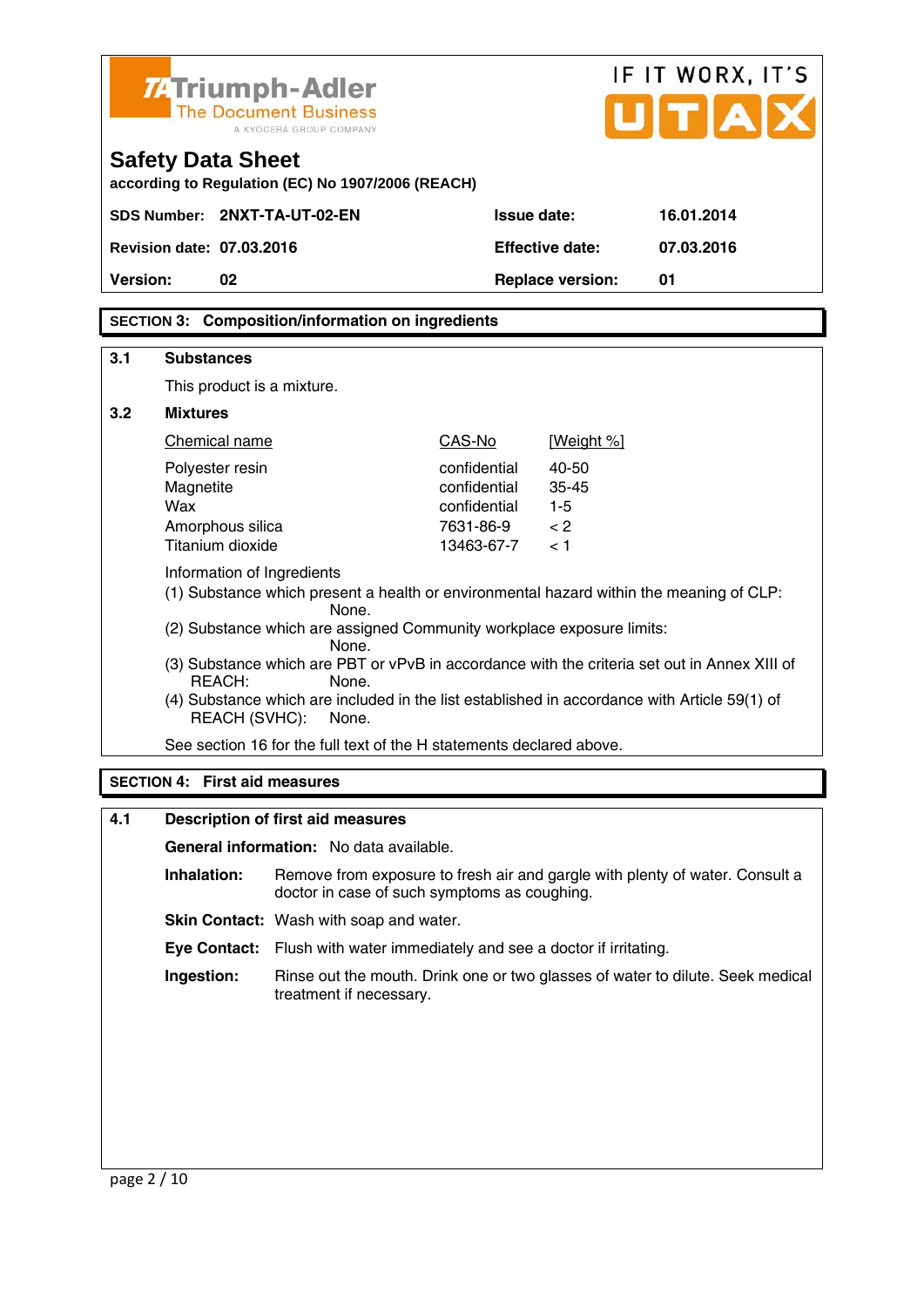| SDS Number: | 2NXT-TA-UT-02-EN | Issue date: | 16.01.2014 |
|---|---|---|---|
| Revision date: | 07.03.2016 | Effective date: | 07.03.2016 |
| Version: | 02 | Replace version: | 01 |

## SECTION 3: Composition/information on ingredients

### 3.1 Substances

This product is a mixture.

### 3.2 Mixtures

| Chemical name | CAS-No | [Weight %] |
|---|---|---|
| Polyester resin | confidential | 40-50 |
| Magnetite | confidential | 35-45 |
| Wax | confidential | 1-5 |
| Amorphous silica | 7631-86-9 | < 2 |
| Titanium dioxide | 13463-67-7 | < 1 |

Information of Ingredients

(1) Substance which present a health or environmental hazard within the meaning of CLP: None.

(2) Substance which are assigned Community workplace exposure limits: None.

(3) Substance which are PBT or vPvB in accordance with the criteria set out in Annex XIII of REACH: None.

(4) Substance which are included in the list established in accordance with Article 59(1) of REACH (SVHC): None.

See section 16 for the full text of the H statements declared above.

## SECTION 4: First aid measures

### 4.1 Description of first aid measures

**General information:** No data available.

**Inhalation:** Remove from exposure to fresh air and gargle with plenty of water. Consult a doctor in case of such symptoms as coughing.

**Skin Contact:** Wash with soap and water.

**Eye Contact:** Flush with water immediately and see a doctor if irritating.

**Ingestion:** Rinse out the mouth. Drink one or two glasses of water to dilute. Seek medical treatment if necessary.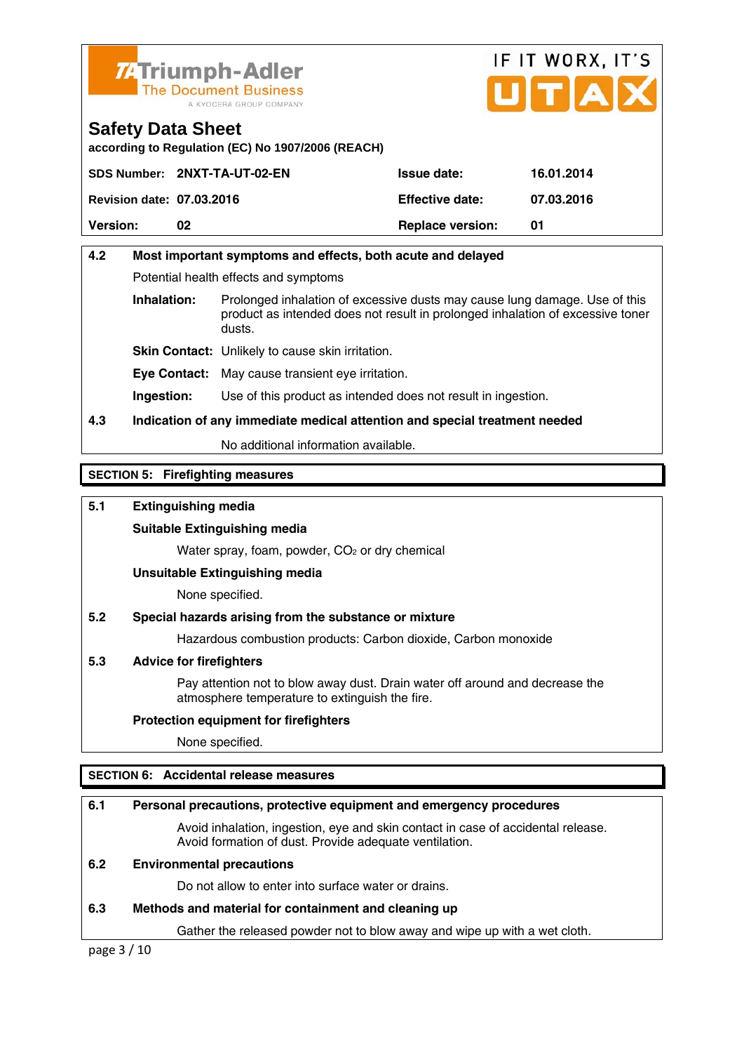Triumph-Adler
The Document Business
A KYOCERA GROUP COMPANY

IF IT WORX, IT'S UTAX

# Safety Data Sheet

**according to Regulation (EC) No 1907/2006 (REACH)**

| | | | |
|---|---|---|---|
| **SDS Number:** | **2NXT-TA-UT-02-EN** | **Issue date:** | **16.01.2014** |
| **Revision date:** | **07.03.2016** | **Effective date:** | **07.03.2016** |
| **Version:** | **02** | **Replace version:** | **01** |

### 4.2 Most important symptoms and effects, both acute and delayed

Potential health effects and symptoms

**Inhalation:** Prolonged inhalation of excessive dusts may cause lung damage. Use of this product as intended does not result in prolonged inhalation of excessive toner dusts.

**Skin Contact:** Unlikely to cause skin irritation.

**Eye Contact:** May cause transient eye irritation.

**Ingestion:** Use of this product as intended does not result in ingestion.

### 4.3 Indication of any immediate medical attention and special treatment needed

No additional information available.

## SECTION 5: Firefighting measures

### 5.1 Extinguishing media

**Suitable Extinguishing media**

Water spray, foam, powder, $CO_2$ or dry chemical

**Unsuitable Extinguishing media**

None specified.

### 5.2 Special hazards arising from the substance or mixture

Hazardous combustion products: Carbon dioxide, Carbon monoxide

### 5.3 Advice for firefighters

Pay attention not to blow away dust. Drain water off around and decrease the atmosphere temperature to extinguish the fire.

**Protection equipment for firefighters**

None specified.

## SECTION 6: Accidental release measures

### 6.1 Personal precautions, protective equipment and emergency procedures

Avoid inhalation, ingestion, eye and skin contact in case of accidental release. Avoid formation of dust. Provide adequate ventilation.

### 6.2 Environmental precautions

Do not allow to enter into surface water or drains.

### 6.3 Methods and material for containment and cleaning up

Gather the released powder not to blow away and wipe up with a wet cloth.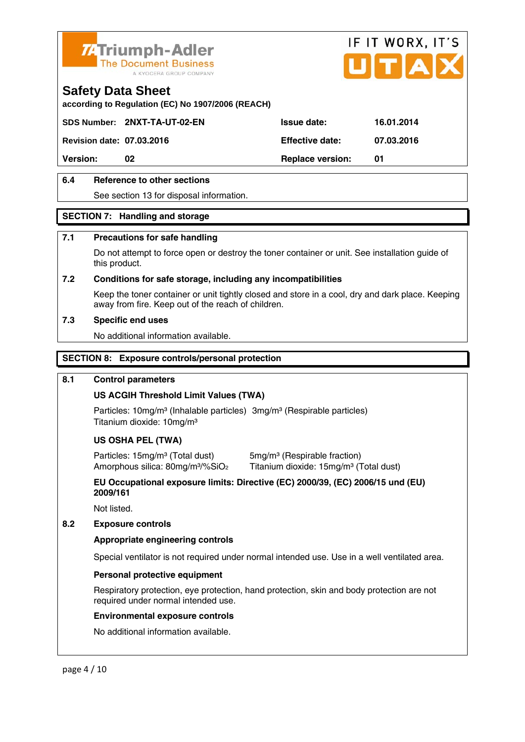# Safety Data Sheet

**according to Regulation (EC) No 1907/2006 (REACH)**

| | | | |
|---|---|---|---|
| **SDS Number:** | **2NXT-TA-UT-02-EN** | **Issue date:** | **16.01.2014** |
| **Revision date:** | **07.03.2016** | **Effective date:** | **07.03.2016** |
| **Version:** | **02** | **Replace version:** | **01** |

### 6.4 Reference to other sections

See section 13 for disposal information.

## SECTION 7: Handling and storage

### 7.1 Precautions for safe handling

Do not attempt to force open or destroy the toner container or unit. See installation guide of this product.

### 7.2 Conditions for safe storage, including any incompatibilities

Keep the toner container or unit tightly closed and store in a cool, dry and dark place. Keeping away from fire. Keep out of the reach of children.

### 7.3 Specific end uses

No additional information available.

## SECTION 8: Exposure controls/personal protection

### 8.1 Control parameters

**US ACGIH Threshold Limit Values (TWA)**

Particles: 10mg/m³ (Inhalable particles) 3mg/m³ (Respirable particles)
Titanium dioxide: 10mg/m³

**US OSHA PEL (TWA)**

Particles: 15mg/m³ (Total dust) 5mg/m³ (Respirable fraction)
Amorphous silica: 80mg/m³/%$SiO_2$ Titanium dioxide: 15mg/m³ (Total dust)

**EU Occupational exposure limits: Directive (EC) 2000/39, (EC) 2006/15 und (EU) 2009/161**

Not listed.

### 8.2 Exposure controls

**Appropriate engineering controls**

Special ventilator is not required under normal intended use. Use in a well ventilated area.

**Personal protective equipment**

Respiratory protection, eye protection, hand protection, skin and body protection are not required under normal intended use.

**Environmental exposure controls**

No additional information available.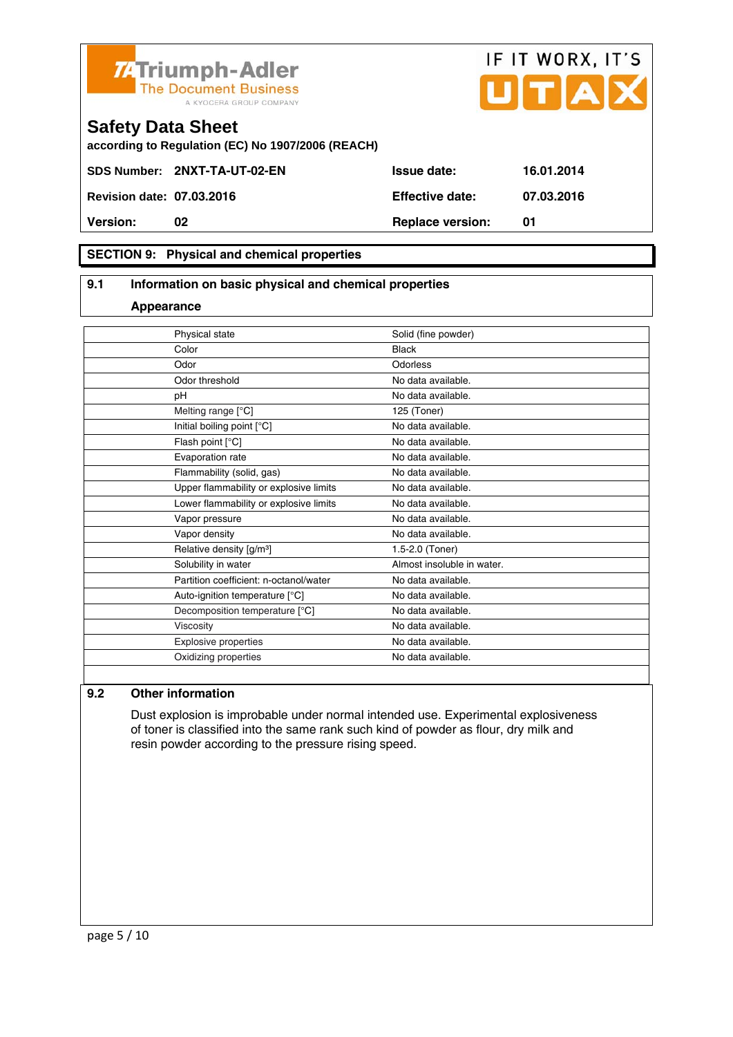## SECTION 9: Physical and chemical properties

### 9.1 Information on basic physical and chemical properties

**Appearance**

| Property | Value |
|---|---|
| Physical state | Solid (fine powder) |
| Color | Black |
| Odor | Odorless |
| Odor threshold | No data available. |
| pH | No data available. |
| Melting range [°C] | 125 (Toner) |
| Initial boiling point [°C] | No data available. |
| Flash point [°C] | No data available. |
| Evaporation rate | No data available. |
| Flammability (solid, gas) | No data available. |
| Upper flammability or explosive limits | No data available. |
| Lower flammability or explosive limits | No data available. |
| Vapor pressure | No data available. |
| Vapor density | No data available. |
| Relative density [g/m³] | 1.5-2.0 (Toner) |
| Solubility in water | Almost insoluble in water. |
| Partition coefficient: n-octanol/water | No data available. |
| Auto-ignition temperature [°C] | No data available. |
| Decomposition temperature [°C] | No data available. |
| Viscosity | No data available. |
| Explosive properties | No data available. |
| Oxidizing properties | No data available. |

### 9.2 Other information

Dust explosion is improbable under normal intended use. Experimental explosiveness of toner is classified into the same rank such kind of powder as flour, dry milk and resin powder according to the pressure rising speed.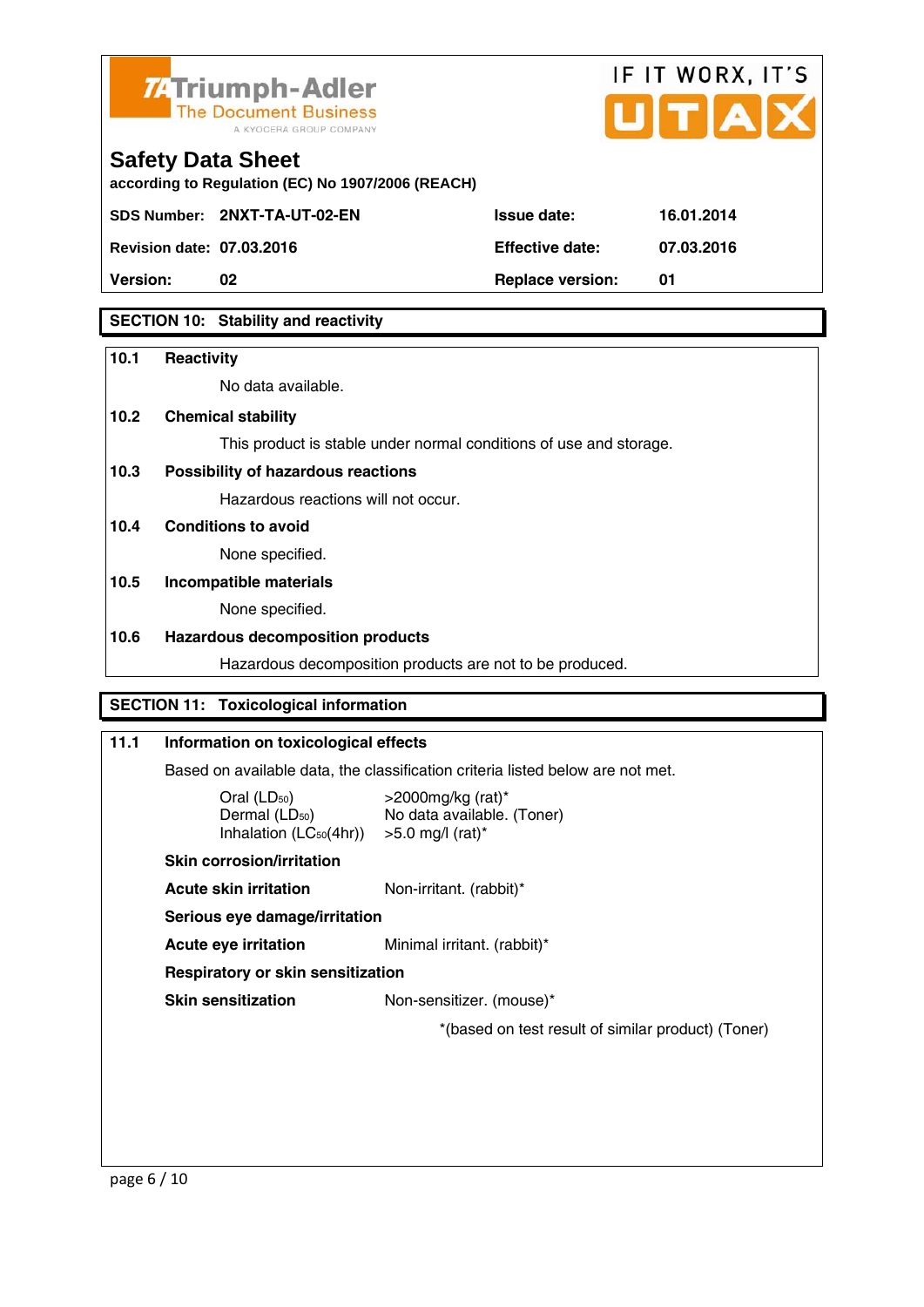## SECTION 10: Stability and reactivity

**10.1 Reactivity**

No data available.

**10.2 Chemical stability**

This product is stable under normal conditions of use and storage.

**10.3 Possibility of hazardous reactions**

Hazardous reactions will not occur.

**10.4 Conditions to avoid**

None specified.

**10.5 Incompatible materials**

None specified.

**10.6 Hazardous decomposition products**

Hazardous decomposition products are not to be produced.

## SECTION 11: Toxicological information

**11.1 Information on toxicological effects**

Based on available data, the classification criteria listed below are not met.

| | |
|---|---|
| Oral ($LD_{50}$) | >2000mg/kg (rat)* |
| Dermal ($LD_{50}$) | No data available. (Toner) |
| Inhalation ($LC_{50}$(4hr)) | >5.0 mg/l (rat)* |

**Skin corrosion/irritation**

**Acute skin irritation** Non-irritant. (rabbit)*

**Serious eye damage/irritation**

**Acute eye irritation** Minimal irritant. (rabbit)*

**Respiratory or skin sensitization**

**Skin sensitization** Non-sensitizer. (mouse)*

*(based on test result of similar product) (Toner)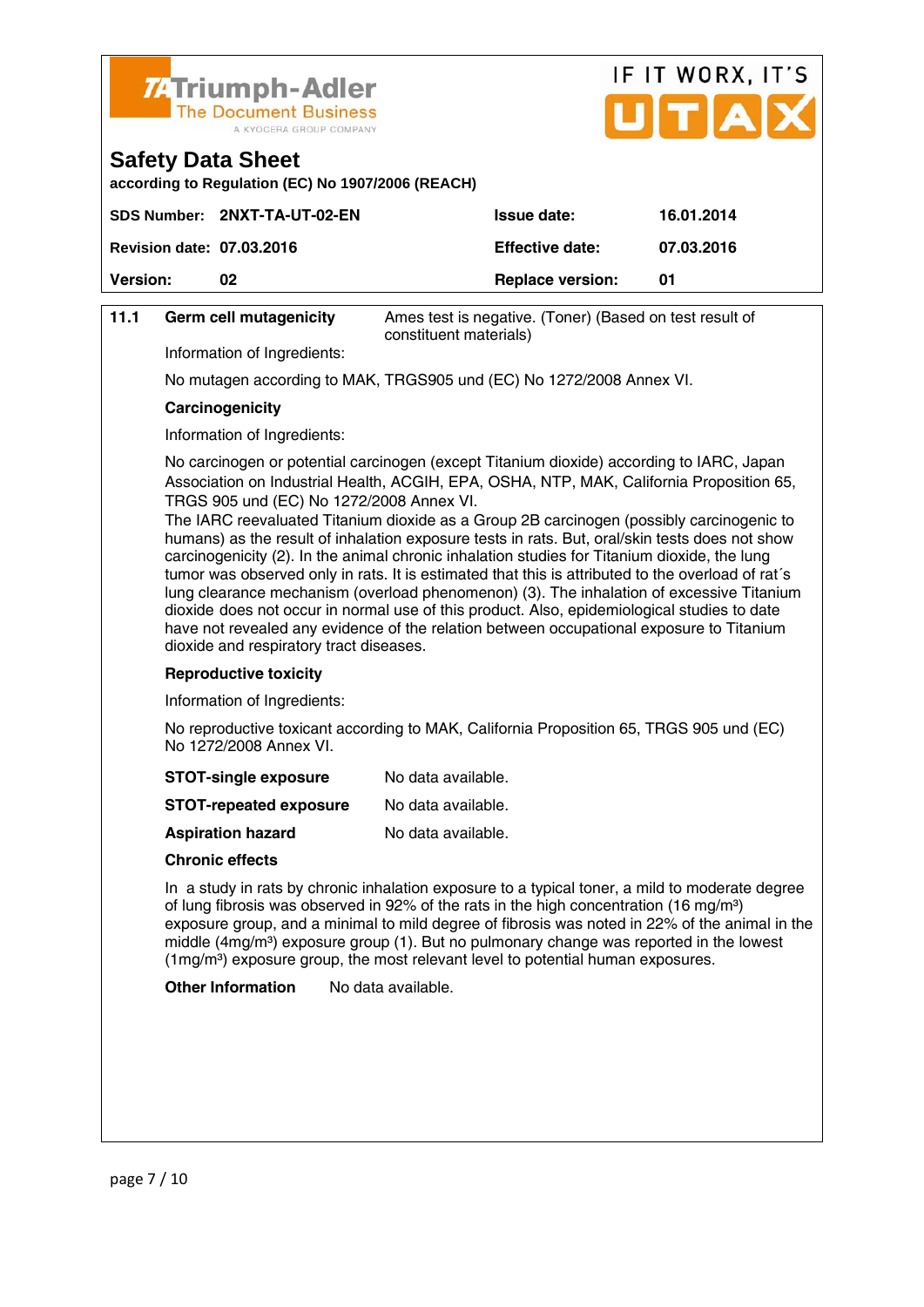**11.1 Germ cell mutagenicity** — Ames test is negative. (Toner) (Based on test result of constituent materials)

Information of Ingredients:

No mutagen according to MAK, TRGS905 und (EC) No 1272/2008 Annex VI.

**Carcinogenicity**

Information of Ingredients:

No carcinogen or potential carcinogen (except Titanium dioxide) according to IARC, Japan Association on Industrial Health, ACGIH, EPA, OSHA, NTP, MAK, California Proposition 65, TRGS 905 und (EC) No 1272/2008 Annex VI.
The IARC reevaluated Titanium dioxide as a Group 2B carcinogen (possibly carcinogenic to humans) as the result of inhalation exposure tests in rats. But, oral/skin tests does not show carcinogenicity (2). In the animal chronic inhalation studies for Titanium dioxide, the lung tumor was observed only in rats. It is estimated that this is attributed to the overload of rat´s lung clearance mechanism (overload phenomenon) (3). The inhalation of excessive Titanium dioxide does not occur in normal use of this product. Also, epidemiological studies to date have not revealed any evidence of the relation between occupational exposure to Titanium dioxide and respiratory tract diseases.

**Reproductive toxicity**

Information of Ingredients:

No reproductive toxicant according to MAK, California Proposition 65, TRGS 905 und (EC) No 1272/2008 Annex VI.

| | |
|---|---|
| **STOT-single exposure** | No data available. |
| **STOT-repeated exposure** | No data available. |
| **Aspiration hazard** | No data available. |

**Chronic effects**

In a study in rats by chronic inhalation exposure to a typical toner, a mild to moderate degree of lung fibrosis was observed in 92% of the rats in the high concentration (16 mg/m³) exposure group, and a minimal to mild degree of fibrosis was noted in 22% of the animal in the middle (4mg/m³) exposure group (1). But no pulmonary change was reported in the lowest (1mg/m³) exposure group, the most relevant level to potential human exposures.

**Other Information** No data available.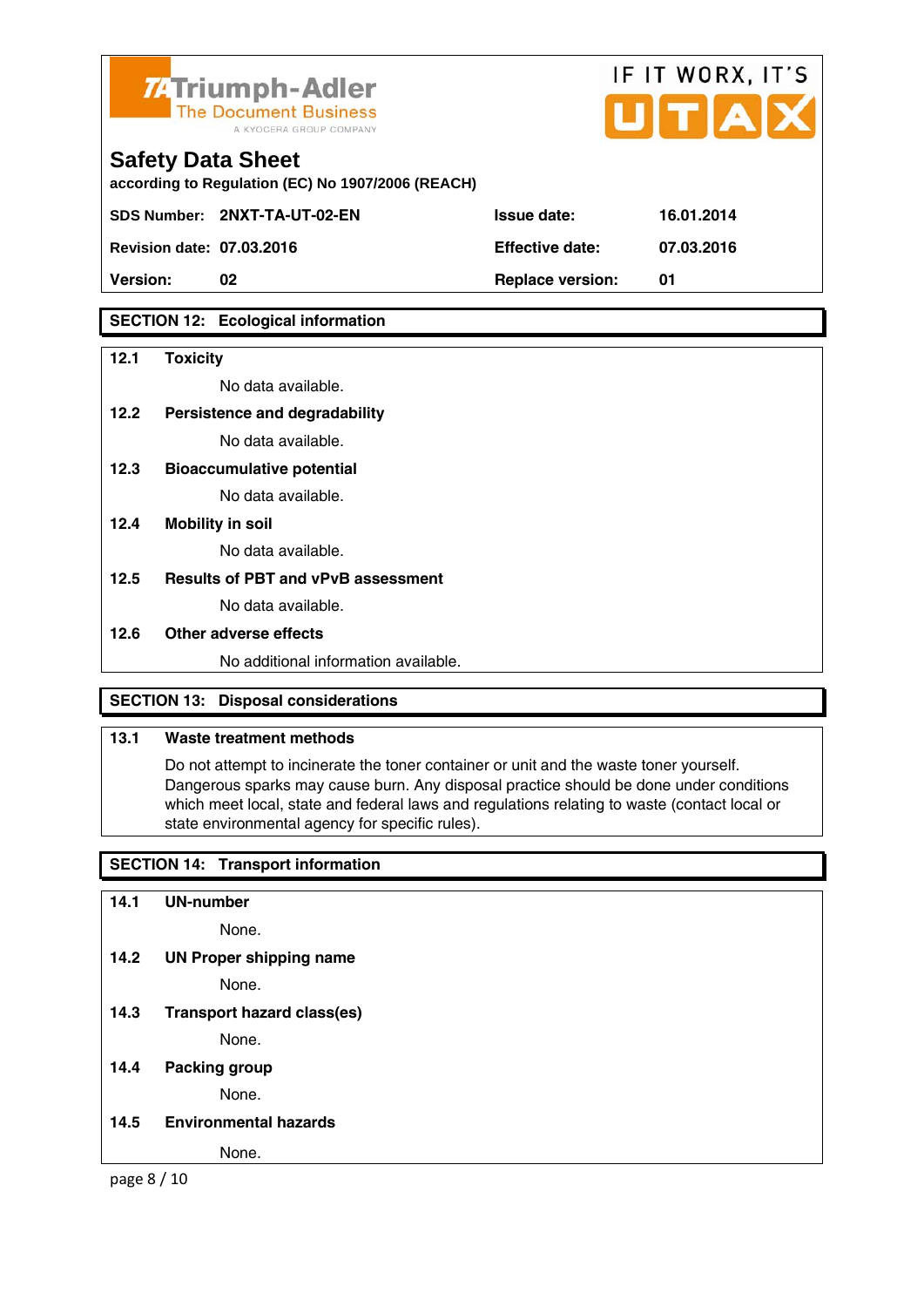Triumph-Adler
The Document Business
A KYOCERA GROUP COMPANY

IF IT WORX, IT'S UTAX

# Safety Data Sheet

**according to Regulation (EC) No 1907/2006 (REACH)**

| **SDS Number:** | **2NXT-TA-UT-02-EN** | **Issue date:** | **16.01.2014** |
|---|---|---|---|
| **Revision date:** | **07.03.2016** | **Effective date:** | **07.03.2016** |
| **Version:** | **02** | **Replace version:** | **01** |

## SECTION 12: Ecological information

**12.1 Toxicity**

No data available.

**12.2 Persistence and degradability**

No data available.

**12.3 Bioaccumulative potential**

No data available.

**12.4 Mobility in soil**

No data available.

**12.5 Results of PBT and vPvB assessment**

No data available.

**12.6 Other adverse effects**

No additional information available.

## SECTION 13: Disposal considerations

**13.1 Waste treatment methods**

Do not attempt to incinerate the toner container or unit and the waste toner yourself. Dangerous sparks may cause burn. Any disposal practice should be done under conditions which meet local, state and federal laws and regulations relating to waste (contact local or state environmental agency for specific rules).

## SECTION 14: Transport information

**14.1 UN-number**

None.

**14.2 UN Proper shipping name**

None.

**14.3 Transport hazard class(es)**

None.

**14.4 Packing group**

None.

**14.5 Environmental hazards**

None.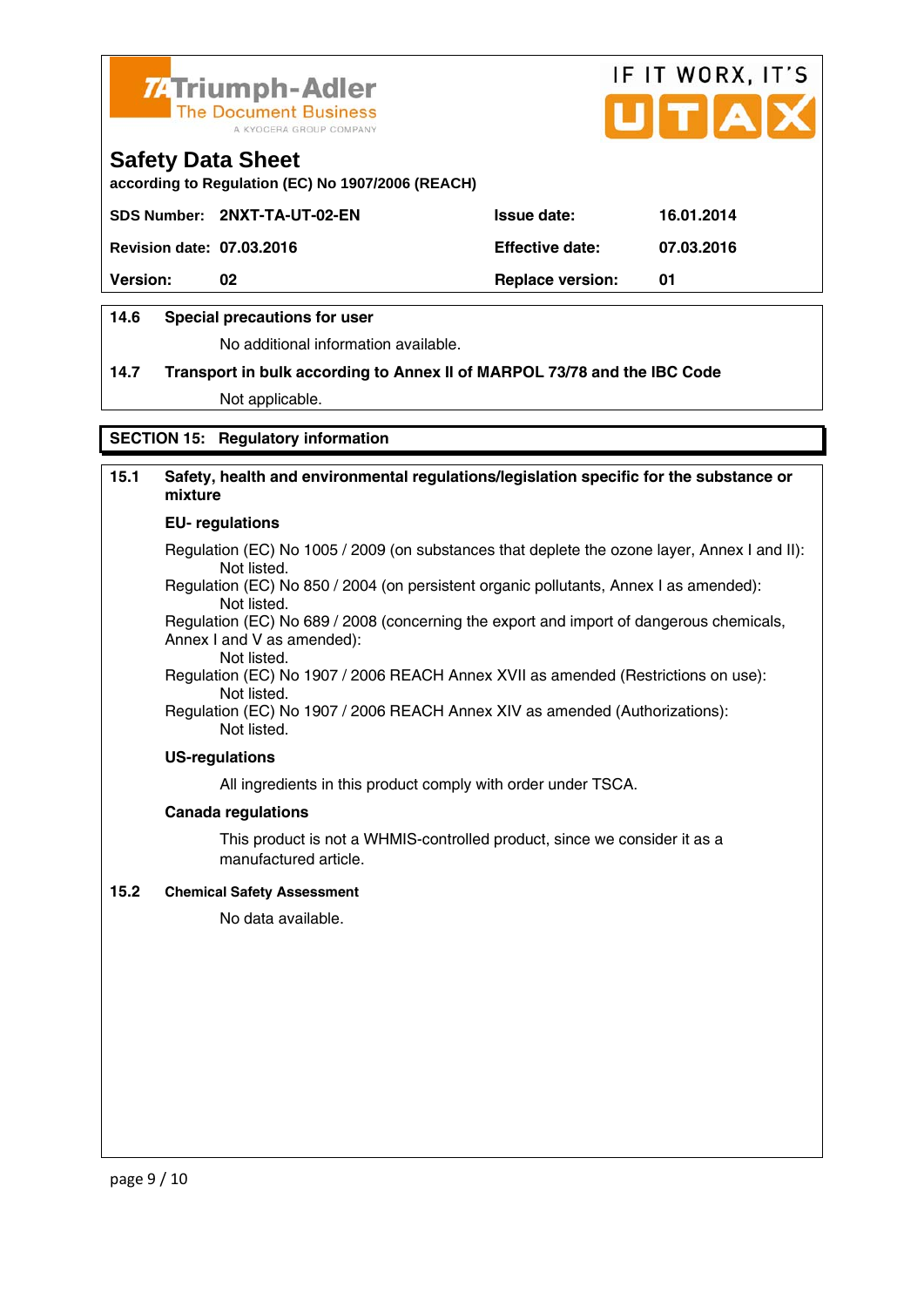### 14.6 Special precautions for user

No additional information available.

### 14.7 Transport in bulk according to Annex II of MARPOL 73/78 and the IBC Code

Not applicable.

## SECTION 15: Regulatory information

### 15.1 Safety, health and environmental regulations/legislation specific for the substance or mixture

**EU- regulations**

Regulation (EC) No 1005 / 2009 (on substances that deplete the ozone layer, Annex I and II):
Not listed.
Regulation (EC) No 850 / 2004 (on persistent organic pollutants, Annex I as amended):
Not listed.
Regulation (EC) No 689 / 2008 (concerning the export and import of dangerous chemicals, Annex I and V as amended):
Not listed.
Regulation (EC) No 1907 / 2006 REACH Annex XVII as amended (Restrictions on use):
Not listed.
Regulation (EC) No 1907 / 2006 REACH Annex XIV as amended (Authorizations):
Not listed.

**US-regulations**

All ingredients in this product comply with order under TSCA.

**Canada regulations**

This product is not a WHMIS-controlled product, since we consider it as a manufactured article.

### 15.2 Chemical Safety Assessment

No data available.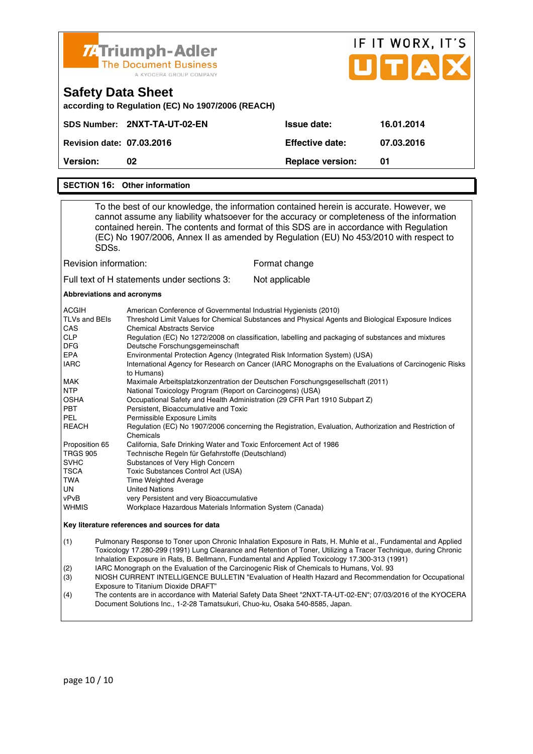Triumph-Adler
The Document Business
A KYOCERA GROUP COMPANY

IF IT WORX, IT'S UTAX

# Safety Data Sheet

**according to Regulation (EC) No 1907/2006 (REACH)**

| | | | |
|---|---|---|---|
| **SDS Number:** | **2NXT-TA-UT-02-EN** | **Issue date:** | **16.01.2014** |
| **Revision date:** | **07.03.2016** | **Effective date:** | **07.03.2016** |
| **Version:** | **02** | **Replace version:** | **01** |

## SECTION 16: Other information

To the best of our knowledge, the information contained herein is accurate. However, we cannot assume any liability whatsoever for the accuracy or completeness of the information contained herein. The contents and format of this SDS are in accordance with Regulation (EC) No 1907/2006, Annex II as amended by Regulation (EU) No 453/2010 with respect to SDSs.

| | |
|---|---|
| Revision information: | Format change |
| Full text of H statements under sections 3: | Not applicable |

**Abbreviations and acronyms**

| | |
|---|---|
| ACGIH | American Conference of Governmental Industrial Hygienists (2010) |
| TLVs and BEIs | Threshold Limit Values for Chemical Substances and Physical Agents and Biological Exposure Indices |
| CAS | Chemical Abstracts Service |
| CLP | Regulation (EC) No 1272/2008 on classification, labelling and packaging of substances and mixtures |
| DFG | Deutsche Forschungsgemeinschaft |
| EPA | Environmental Protection Agency (Integrated Risk Information System) (USA) |
| IARC | International Agency for Research on Cancer (IARC Monographs on the Evaluations of Carcinogenic Risks to Humans) |
| MAK | Maximale Arbeitsplatzkonzentration der Deutschen Forschungsgesellschaft (2011) |
| NTP | National Toxicology Program (Report on Carcinogens) (USA) |
| OSHA | Occupational Safety and Health Administration (29 CFR Part 1910 Subpart Z) |
| PBT | Persistent, Bioaccumulative and Toxic |
| PEL | Permissible Exposure Limits |
| REACH | Regulation (EC) No 1907/2006 concerning the Registration, Evaluation, Authorization and Restriction of Chemicals |
| Proposition 65 | California, Safe Drinking Water and Toxic Enforcement Act of 1986 |
| TRGS 905 | Technische Regeln für Gefahrstoffe (Deutschland) |
| SVHC | Substances of Very High Concern |
| TSCA | Toxic Substances Control Act (USA) |
| TWA | Time Weighted Average |
| UN | United Nations |
| vPvB | very Persistent and very Bioaccumulative |
| WHMIS | Workplace Hazardous Materials Information System (Canada) |

**Key literature references and sources for data**

(1) Pulmonary Response to Toner upon Chronic Inhalation Exposure in Rats, H. Muhle et al., Fundamental and Applied Toxicology 17.280-299 (1991) Lung Clearance and Retention of Toner, Utilizing a Tracer Technique, during Chronic Inhalation Exposure in Rats, B. Bellmann, Fundamental and Applied Toxicology 17.300-313 (1991)

(2) IARC Monograph on the Evaluation of the Carcinogenic Risk of Chemicals to Humans, Vol. 93

(3) NIOSH CURRENT INTELLIGENCE BULLETIN "Evaluation of Health Hazard and Recommendation for Occupational Exposure to Titanium Dioxide DRAFT"

(4) The contents are in accordance with Material Safety Data Sheet "2NXT-TA-UT-02-EN"; 07/03/2016 of the KYOCERA Document Solutions Inc., 1-2-28 Tamatsukuri, Chuo-ku, Osaka 540-8585, Japan.